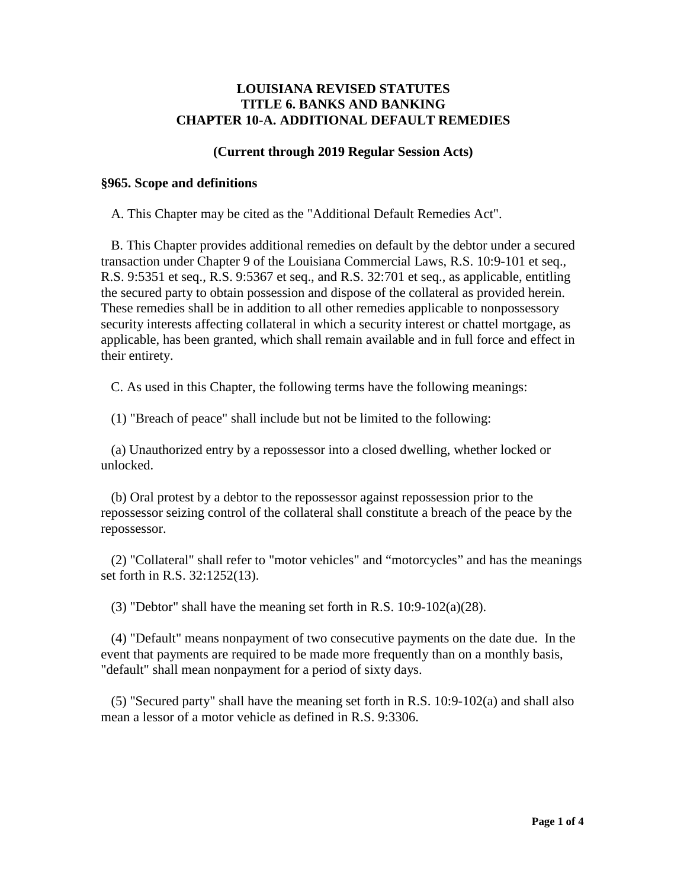# LOUISIANA REVISED STATUTES
# TITLE 6. BANKS AND BANKING
# CHAPTER 10-A. ADDITIONAL DEFAULT REMEDIES

**(Current through 2019 Regular Session Acts)**

### §965. Scope and definitions

A. This Chapter may be cited as the "Additional Default Remedies Act".

B. This Chapter provides additional remedies on default by the debtor under a secured transaction under Chapter 9 of the Louisiana Commercial Laws, R.S. 10:9-101 et seq., R.S. 9:5351 et seq., R.S. 9:5367 et seq., and R.S. 32:701 et seq., as applicable, entitling the secured party to obtain possession and dispose of the collateral as provided herein. These remedies shall be in addition to all other remedies applicable to nonpossessory security interests affecting collateral in which a security interest or chattel mortgage, as applicable, has been granted, which shall remain available and in full force and effect in their entirety.

C. As used in this Chapter, the following terms have the following meanings:

(1) "Breach of peace" shall include but not be limited to the following:

(a) Unauthorized entry by a repossessor into a closed dwelling, whether locked or unlocked.

(b) Oral protest by a debtor to the repossessor against repossession prior to the repossessor seizing control of the collateral shall constitute a breach of the peace by the repossessor.

(2) "Collateral" shall refer to "motor vehicles" and “motorcycles” and has the meanings set forth in R.S. 32:1252(13).

(3) "Debtor" shall have the meaning set forth in R.S. 10:9-102(a)(28).

(4) "Default" means nonpayment of two consecutive payments on the date due. In the event that payments are required to be made more frequently than on a monthly basis, "default" shall mean nonpayment for a period of sixty days.

(5) "Secured party" shall have the meaning set forth in R.S. 10:9-102(a) and shall also mean a lessor of a motor vehicle as defined in R.S. 9:3306.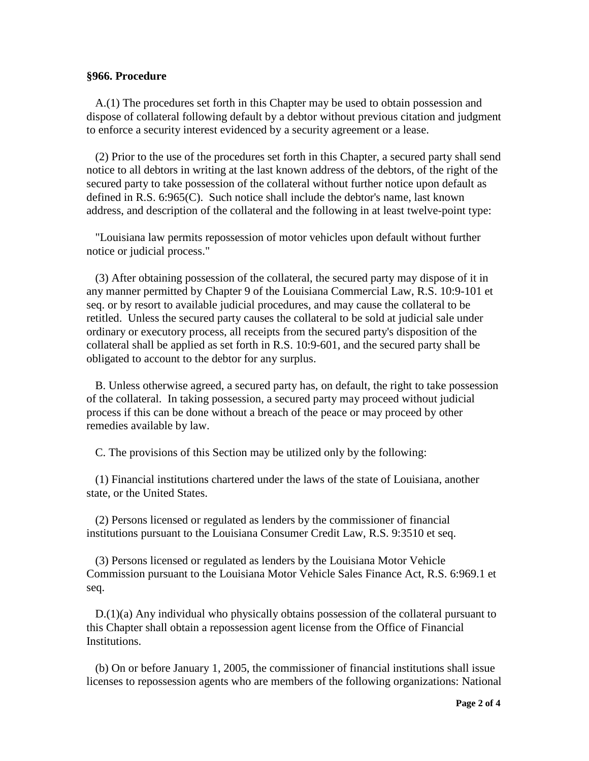**§966. Procedure**

A.(1) The procedures set forth in this Chapter may be used to obtain possession and dispose of collateral following default by a debtor without previous citation and judgment to enforce a security interest evidenced by a security agreement or a lease.

(2) Prior to the use of the procedures set forth in this Chapter, a secured party shall send notice to all debtors in writing at the last known address of the debtors, of the right of the secured party to take possession of the collateral without further notice upon default as defined in R.S. 6:965(C). Such notice shall include the debtor's name, last known address, and description of the collateral and the following in at least twelve-point type:

"Louisiana law permits repossession of motor vehicles upon default without further notice or judicial process."

(3) After obtaining possession of the collateral, the secured party may dispose of it in any manner permitted by Chapter 9 of the Louisiana Commercial Law, R.S. 10:9-101 et seq. or by resort to available judicial procedures, and may cause the collateral to be retitled. Unless the secured party causes the collateral to be sold at judicial sale under ordinary or executory process, all receipts from the secured party's disposition of the collateral shall be applied as set forth in R.S. 10:9-601, and the secured party shall be obligated to account to the debtor for any surplus.

B. Unless otherwise agreed, a secured party has, on default, the right to take possession of the collateral. In taking possession, a secured party may proceed without judicial process if this can be done without a breach of the peace or may proceed by other remedies available by law.

C. The provisions of this Section may be utilized only by the following:

(1) Financial institutions chartered under the laws of the state of Louisiana, another state, or the United States.

(2) Persons licensed or regulated as lenders by the commissioner of financial institutions pursuant to the Louisiana Consumer Credit Law, R.S. 9:3510 et seq.

(3) Persons licensed or regulated as lenders by the Louisiana Motor Vehicle Commission pursuant to the Louisiana Motor Vehicle Sales Finance Act, R.S. 6:969.1 et seq.

D.(1)(a) Any individual who physically obtains possession of the collateral pursuant to this Chapter shall obtain a repossession agent license from the Office of Financial Institutions.

(b) On or before January 1, 2005, the commissioner of financial institutions shall issue licenses to repossession agents who are members of the following organizations: National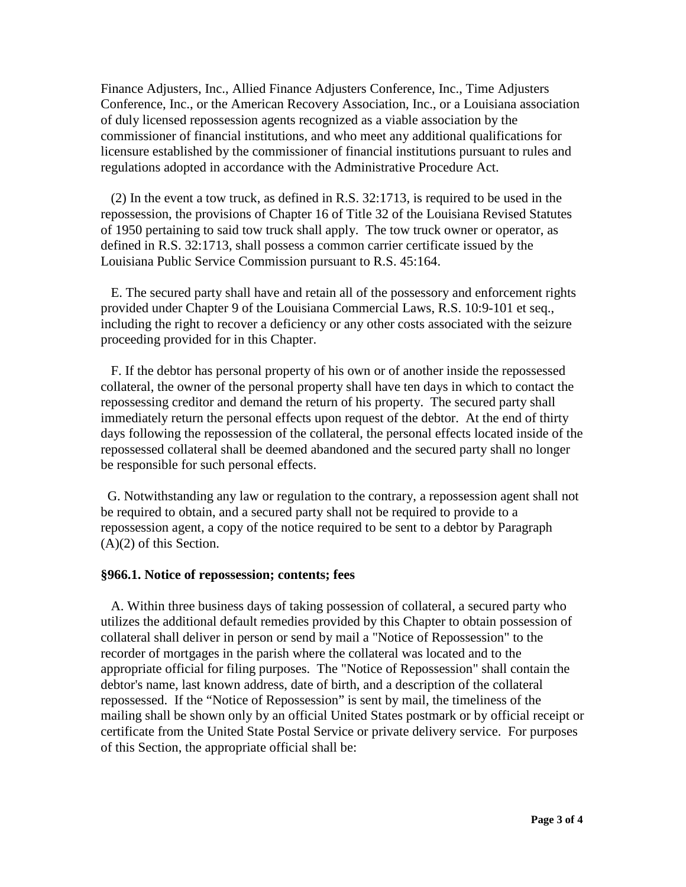Finance Adjusters, Inc., Allied Finance Adjusters Conference, Inc., Time Adjusters Conference, Inc., or the American Recovery Association, Inc., or a Louisiana association of duly licensed repossession agents recognized as a viable association by the commissioner of financial institutions, and who meet any additional qualifications for licensure established by the commissioner of financial institutions pursuant to rules and regulations adopted in accordance with the Administrative Procedure Act.

(2) In the event a tow truck, as defined in R.S. 32:1713, is required to be used in the repossession, the provisions of Chapter 16 of Title 32 of the Louisiana Revised Statutes of 1950 pertaining to said tow truck shall apply. The tow truck owner or operator, as defined in R.S. 32:1713, shall possess a common carrier certificate issued by the Louisiana Public Service Commission pursuant to R.S. 45:164.

E. The secured party shall have and retain all of the possessory and enforcement rights provided under Chapter 9 of the Louisiana Commercial Laws, R.S. 10:9-101 et seq., including the right to recover a deficiency or any other costs associated with the seizure proceeding provided for in this Chapter.

F. If the debtor has personal property of his own or of another inside the repossessed collateral, the owner of the personal property shall have ten days in which to contact the repossessing creditor and demand the return of his property. The secured party shall immediately return the personal effects upon request of the debtor. At the end of thirty days following the repossession of the collateral, the personal effects located inside of the repossessed collateral shall be deemed abandoned and the secured party shall no longer be responsible for such personal effects.

G. Notwithstanding any law or regulation to the contrary, a repossession agent shall not be required to obtain, and a secured party shall not be required to provide to a repossession agent, a copy of the notice required to be sent to a debtor by Paragraph (A)(2) of this Section.

**§966.1. Notice of repossession; contents; fees**

A. Within three business days of taking possession of collateral, a secured party who utilizes the additional default remedies provided by this Chapter to obtain possession of collateral shall deliver in person or send by mail a "Notice of Repossession" to the recorder of mortgages in the parish where the collateral was located and to the appropriate official for filing purposes. The "Notice of Repossession" shall contain the debtor's name, last known address, date of birth, and a description of the collateral repossessed. If the "Notice of Repossession" is sent by mail, the timeliness of the mailing shall be shown only by an official United States postmark or by official receipt or certificate from the United State Postal Service or private delivery service. For purposes of this Section, the appropriate official shall be: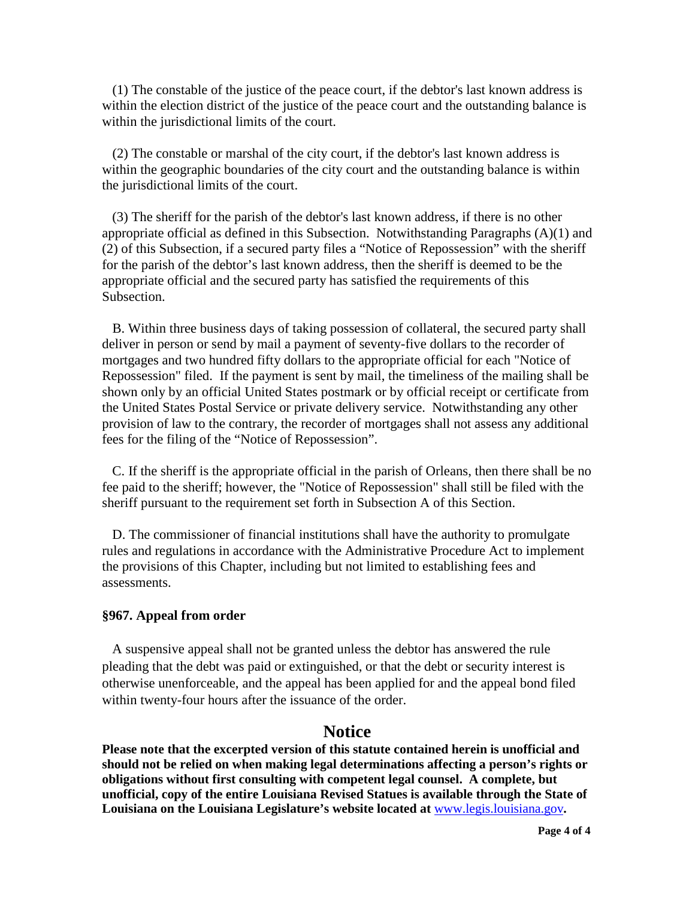(1) The constable of the justice of the peace court, if the debtor's last known address is within the election district of the justice of the peace court and the outstanding balance is within the jurisdictional limits of the court.

(2) The constable or marshal of the city court, if the debtor's last known address is within the geographic boundaries of the city court and the outstanding balance is within the jurisdictional limits of the court.

(3) The sheriff for the parish of the debtor's last known address, if there is no other appropriate official as defined in this Subsection. Notwithstanding Paragraphs (A)(1) and (2) of this Subsection, if a secured party files a "Notice of Repossession" with the sheriff for the parish of the debtor's last known address, then the sheriff is deemed to be the appropriate official and the secured party has satisfied the requirements of this Subsection.

B. Within three business days of taking possession of collateral, the secured party shall deliver in person or send by mail a payment of seventy-five dollars to the recorder of mortgages and two hundred fifty dollars to the appropriate official for each "Notice of Repossession" filed. If the payment is sent by mail, the timeliness of the mailing shall be shown only by an official United States postmark or by official receipt or certificate from the United States Postal Service or private delivery service. Notwithstanding any other provision of law to the contrary, the recorder of mortgages shall not assess any additional fees for the filing of the "Notice of Repossession".

C. If the sheriff is the appropriate official in the parish of Orleans, then there shall be no fee paid to the sheriff; however, the "Notice of Repossession" shall still be filed with the sheriff pursuant to the requirement set forth in Subsection A of this Section.

D. The commissioner of financial institutions shall have the authority to promulgate rules and regulations in accordance with the Administrative Procedure Act to implement the provisions of this Chapter, including but not limited to establishing fees and assessments.

**§967. Appeal from order**

A suspensive appeal shall not be granted unless the debtor has answered the rule pleading that the debt was paid or extinguished, or that the debt or security interest is otherwise unenforceable, and the appeal has been applied for and the appeal bond filed within twenty-four hours after the issuance of the order.

## Notice

**Please note that the excerpted version of this statute contained herein is unofficial and should not be relied on when making legal determinations affecting a person's rights or obligations without first consulting with competent legal counsel. A complete, but unofficial, copy of the entire Louisiana Revised Statues is available through the State of Louisiana on the Louisiana Legislature's website located at [www.legis.louisiana.gov](http://www.legis.louisiana.gov).**